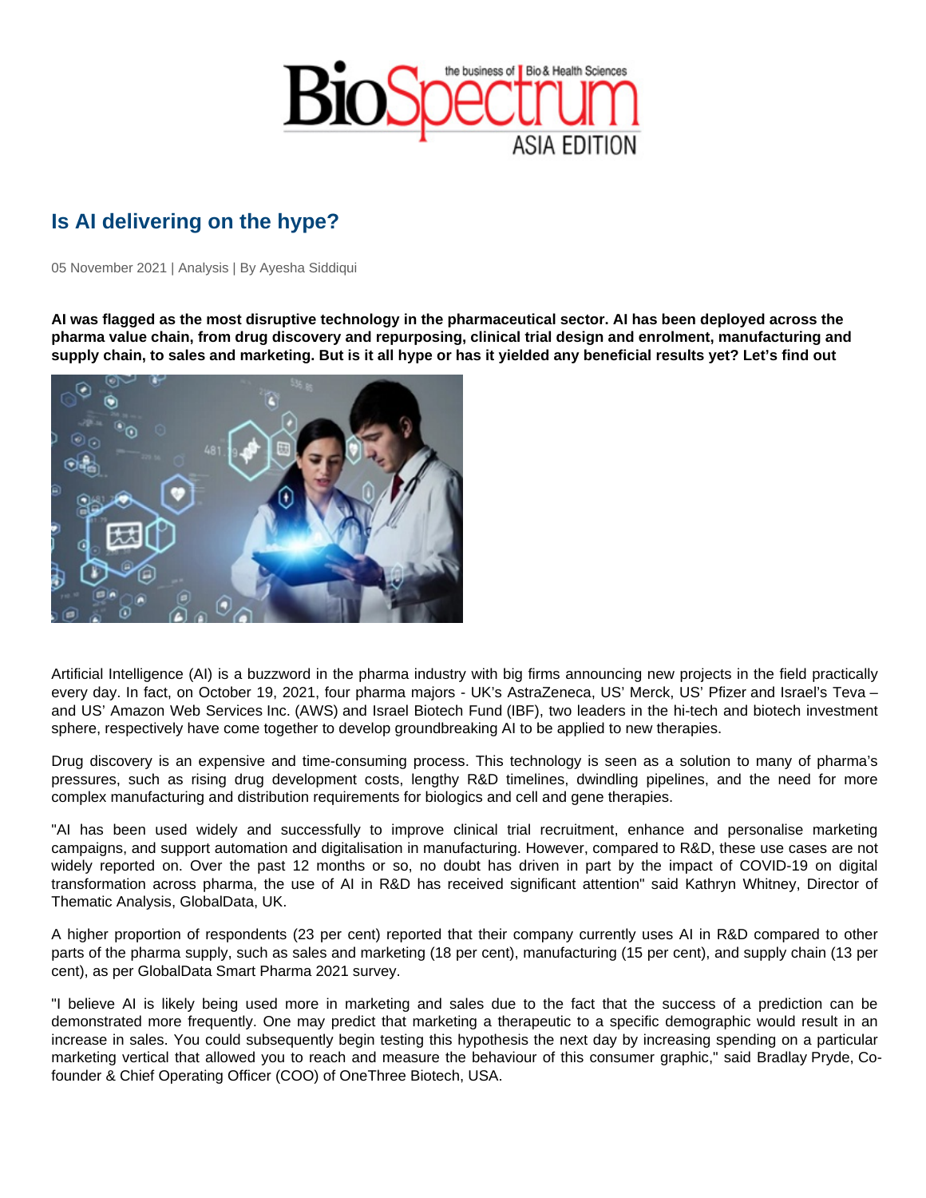# Is AI delivering on the hype?

05 November 2021 | Analysis | By Ayesha Siddiqui

**AI was flagged as the most disruptive technology in the pharmaceutical sector. AI has been deployed across the pharma value chain, from drug discovery and repurposing, clinical trial design and enrolment, manufacturing and supply chain, to sales and marketing. But is it all hype or has it yielded any beneficial results yet? Let's find out**

Artificial Intelligence (AI) is a buzzword in the pharma industry with big firms announcing new projects in the field practically every day. In fact, on October 19, 2021, four pharma majors - UK's AstraZeneca, US' Merck, US' Pfizer and Israel's Teva – and US' Amazon Web Services Inc. (AWS) and Israel Biotech Fund (IBF), two leaders in the hi-tech and biotech investment sphere, respectively have come together to develop groundbreaking AI to be applied to new therapies.

Drug discovery is an expensive and time-consuming process. This technology is seen as a solution to many of pharma's pressures, such as rising drug development costs, lengthy R&D timelines, dwindling pipelines, and the need for more complex manufacturing and distribution requirements for biologics and cell and gene therapies.

"AI has been used widely and successfully to improve clinical trial recruitment, enhance and personalise marketing campaigns, and support automation and digitalisation in manufacturing. However, compared to R&D, these use cases are not widely reported on. Over the past 12 months or so, no doubt has driven in part by the impact of COVID-19 on digital transformation across pharma, the use of AI in R&D has received significant attention" said Kathryn Whitney, Director of Thematic Analysis, GlobalData, UK.

A higher proportion of respondents (23 per cent) reported that their company currently uses AI in R&D compared to other parts of the pharma supply, such as sales and marketing (18 per cent), manufacturing (15 per cent), and supply chain (13 per cent), as per GlobalData Smart Pharma 2021 survey.

"I believe AI is likely being used more in marketing and sales due to the fact that the success of a prediction can be demonstrated more frequently. One may predict that marketing a therapeutic to a specific demographic would result in an increase in sales. You could subsequently begin testing this hypothesis the next day by increasing spending on a particular marketing vertical that allowed you to reach and measure the behaviour of this consumer graphic," said Bradlay Pryde, Co-founder & Chief Operating Officer (COO) of OneThree Biotech, USA.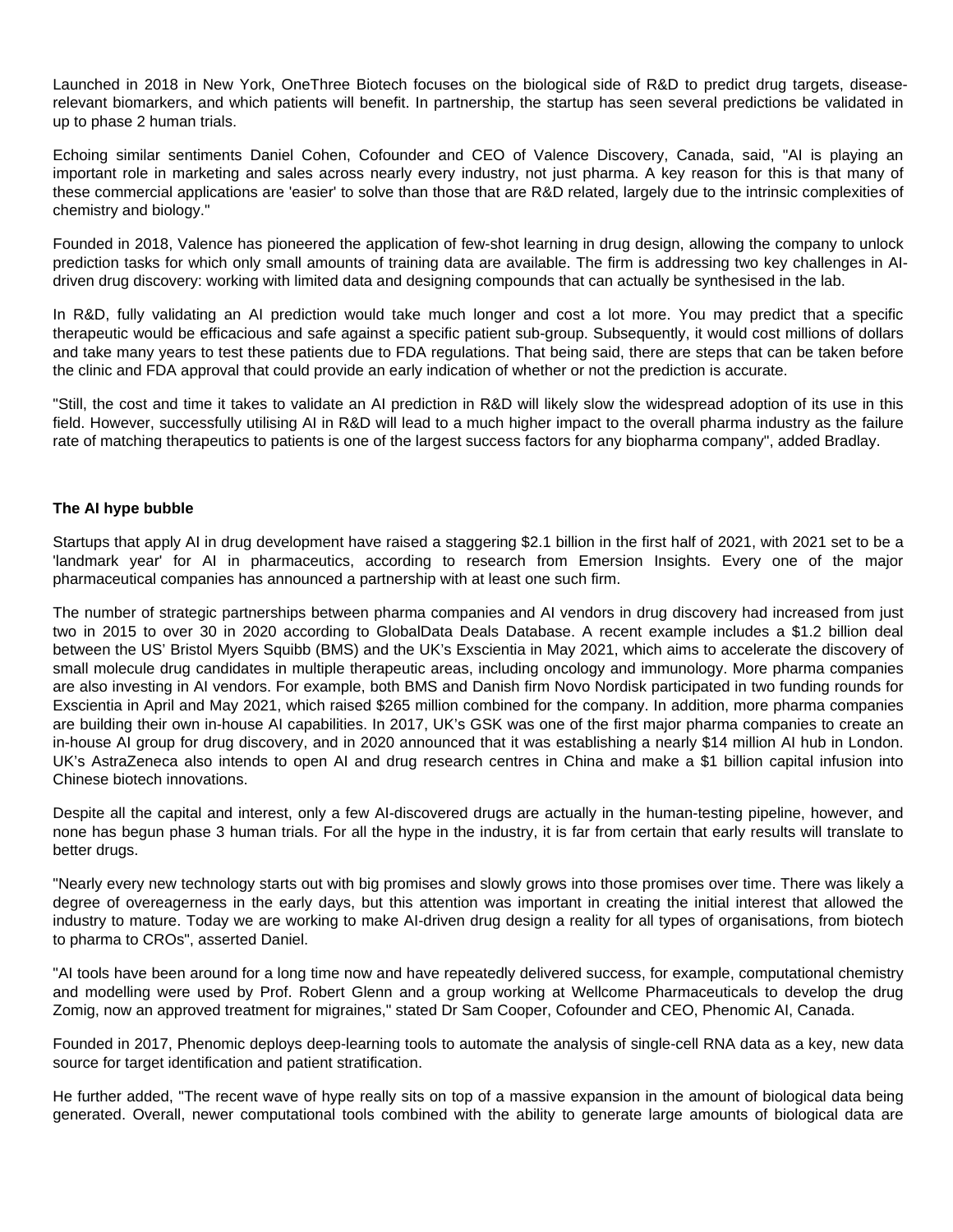Launched in 2018 in New York, OneThree Biotech focuses on the biological side of R&D to predict drug targets, disease-relevant biomarkers, and which patients will benefit. In partnership, the startup has seen several predictions be validated in up to phase 2 human trials.

Echoing similar sentiments Daniel Cohen, Cofounder and CEO of Valence Discovery, Canada, said, "AI is playing an important role in marketing and sales across nearly every industry, not just pharma. A key reason for this is that many of these commercial applications are 'easier' to solve than those that are R&D related, largely due to the intrinsic complexities of chemistry and biology."

Founded in 2018, Valence has pioneered the application of few-shot learning in drug design, allowing the company to unlock prediction tasks for which only small amounts of training data are available. The firm is addressing two key challenges in AI-driven drug discovery: working with limited data and designing compounds that can actually be synthesised in the lab.

In R&D, fully validating an AI prediction would take much longer and cost a lot more. You may predict that a specific therapeutic would be efficacious and safe against a specific patient sub-group. Subsequently, it would cost millions of dollars and take many years to test these patients due to FDA regulations. That being said, there are steps that can be taken before the clinic and FDA approval that could provide an early indication of whether or not the prediction is accurate.

"Still, the cost and time it takes to validate an AI prediction in R&D will likely slow the widespread adoption of its use in this field. However, successfully utilising AI in R&D will lead to a much higher impact to the overall pharma industry as the failure rate of matching therapeutics to patients is one of the largest success factors for any biopharma company", added Bradlay.

**The AI hype bubble**

Startups that apply AI in drug development have raised a staggering $2.1 billion in the first half of 2021, with 2021 set to be a 'landmark year' for AI in pharmaceutics, according to research from Emersion Insights. Every one of the major pharmaceutical companies has announced a partnership with at least one such firm.

The number of strategic partnerships between pharma companies and AI vendors in drug discovery had increased from just two in 2015 to over 30 in 2020 according to GlobalData Deals Database. A recent example includes a $1.2 billion deal between the US' Bristol Myers Squibb (BMS) and the UK's Exscientia in May 2021, which aims to accelerate the discovery of small molecule drug candidates in multiple therapeutic areas, including oncology and immunology. More pharma companies are also investing in AI vendors. For example, both BMS and Danish firm Novo Nordisk participated in two funding rounds for Exscientia in April and May 2021, which raised $265 million combined for the company. In addition, more pharma companies are building their own in-house AI capabilities. In 2017, UK's GSK was one of the first major pharma companies to create an in-house AI group for drug discovery, and in 2020 announced that it was establishing a nearly $14 million AI hub in London. UK's AstraZeneca also intends to open AI and drug research centres in China and make a $1 billion capital infusion into Chinese biotech innovations.

Despite all the capital and interest, only a few AI-discovered drugs are actually in the human-testing pipeline, however, and none has begun phase 3 human trials. For all the hype in the industry, it is far from certain that early results will translate to better drugs.

"Nearly every new technology starts out with big promises and slowly grows into those promises over time. There was likely a degree of overeagerness in the early days, but this attention was important in creating the initial interest that allowed the industry to mature. Today we are working to make AI-driven drug design a reality for all types of organisations, from biotech to pharma to CROs", asserted Daniel.

"AI tools have been around for a long time now and have repeatedly delivered success, for example, computational chemistry and modelling were used by Prof. Robert Glenn and a group working at Wellcome Pharmaceuticals to develop the drug Zomig, now an approved treatment for migraines," stated Dr Sam Cooper, Cofounder and CEO, Phenomic AI, Canada.

Founded in 2017, Phenomic deploys deep-learning tools to automate the analysis of single-cell RNA data as a key, new data source for target identification and patient stratification.

He further added, "The recent wave of hype really sits on top of a massive expansion in the amount of biological data being generated. Overall, newer computational tools combined with the ability to generate large amounts of biological data are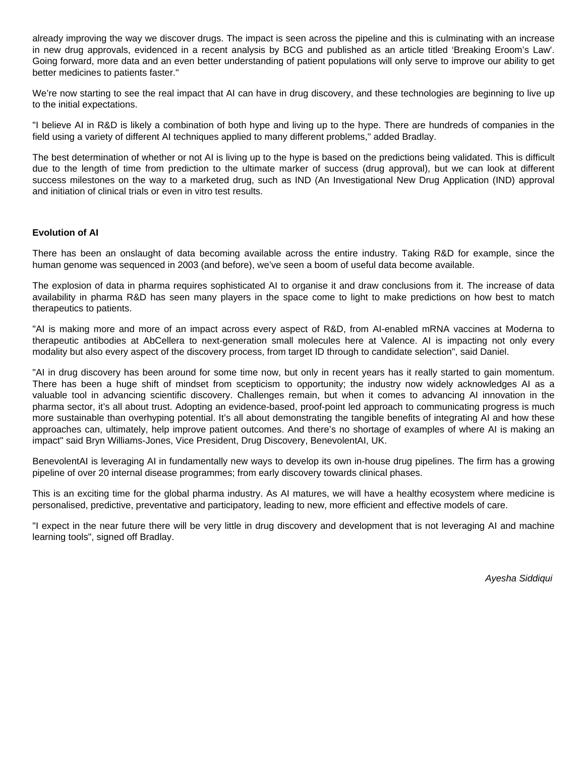already improving the way we discover drugs. The impact is seen across the pipeline and this is culminating with an increase in new drug approvals, evidenced in a recent analysis by BCG and published as an article titled 'Breaking Eroom's Law'. Going forward, more data and an even better understanding of patient populations will only serve to improve our ability to get better medicines to patients faster."

We're now starting to see the real impact that AI can have in drug discovery, and these technologies are beginning to live up to the initial expectations.

"I believe AI in R&D is likely a combination of both hype and living up to the hype. There are hundreds of companies in the field using a variety of different AI techniques applied to many different problems," added Bradlay.

The best determination of whether or not AI is living up to the hype is based on the predictions being validated. This is difficult due to the length of time from prediction to the ultimate marker of success (drug approval), but we can look at different success milestones on the way to a marketed drug, such as IND (An Investigational New Drug Application (IND) approval and initiation of clinical trials or even in vitro test results.

**Evolution of AI**

There has been an onslaught of data becoming available across the entire industry. Taking R&D for example, since the human genome was sequenced in 2003 (and before), we've seen a boom of useful data become available.

The explosion of data in pharma requires sophisticated AI to organise it and draw conclusions from it. The increase of data availability in pharma R&D has seen many players in the space come to light to make predictions on how best to match therapeutics to patients.

"AI is making more and more of an impact across every aspect of R&D, from AI-enabled mRNA vaccines at Moderna to therapeutic antibodies at AbCellera to next-generation small molecules here at Valence. AI is impacting not only every modality but also every aspect of the discovery process, from target ID through to candidate selection", said Daniel.

"AI in drug discovery has been around for some time now, but only in recent years has it really started to gain momentum. There has been a huge shift of mindset from scepticism to opportunity; the industry now widely acknowledges AI as a valuable tool in advancing scientific discovery. Challenges remain, but when it comes to advancing AI innovation in the pharma sector, it's all about trust. Adopting an evidence-based, proof-point led approach to communicating progress is much more sustainable than overhyping potential. It's all about demonstrating the tangible benefits of integrating AI and how these approaches can, ultimately, help improve patient outcomes. And there's no shortage of examples of where AI is making an impact" said Bryn Williams-Jones, Vice President, Drug Discovery, BenevolentAI, UK.

BenevolentAI is leveraging AI in fundamentally new ways to develop its own in-house drug pipelines. The firm has a growing pipeline of over 20 internal disease programmes; from early discovery towards clinical phases.

This is an exciting time for the global pharma industry. As AI matures, we will have a healthy ecosystem where medicine is personalised, predictive, preventative and participatory, leading to new, more efficient and effective models of care.

"I expect in the near future there will be very little in drug discovery and development that is not leveraging AI and machine learning tools", signed off Bradlay.

*Ayesha Siddiqui*